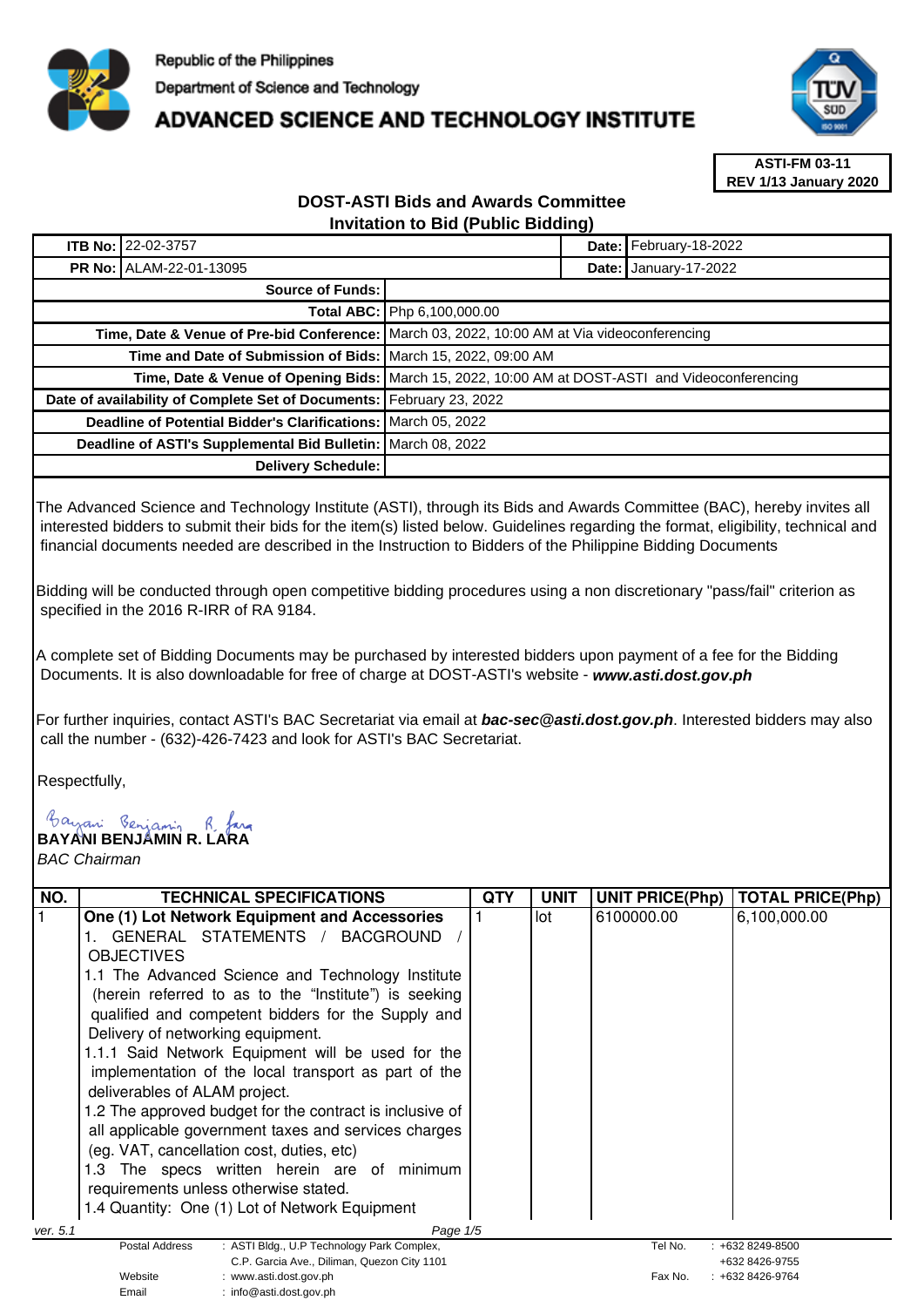Republic of the Philippines
Department of Science and Technology
# ADVANCED SCIENCE AND TECHNOLOGY INSTITUTE

**ASTI-FM 03-11**
**REV 1/13 January 2020**

## DOST-ASTI Bids and Awards Committee
## Invitation to Bid (Public Bidding)

| ITB No: | 22-02-3757 | Date: | February-18-2022 |
|---|---|---|---|
| **PR No:** | ALAM-22-01-13095 | **Date:** | January-17-2022 |

| | |
|---|---|
| **Source of Funds:** | |
| **Total ABC:** | Php 6,100,000.00 |
| **Time, Date & Venue of Pre-bid Conference:** | March 03, 2022, 10:00 AM at Via videoconferencing |
| **Time and Date of Submission of Bids:** | March 15, 2022, 09:00 AM |
| **Time, Date & Venue of Opening Bids:** | March 15, 2022, 10:00 AM at DOST-ASTI and Videoconferencing |
| **Date of availability of Complete Set of Documents:** | February 23, 2022 |
| **Deadline of Potential Bidder's Clarifications:** | March 05, 2022 |
| **Deadline of ASTI's Supplemental Bid Bulletin:** | March 08, 2022 |
| **Delivery Schedule:** | |

The Advanced Science and Technology Institute (ASTI), through its Bids and Awards Committee (BAC), hereby invites all interested bidders to submit their bids for the item(s) listed below. Guidelines regarding the format, eligibility, technical and financial documents needed are described in the Instruction to Bidders of the Philippine Bidding Documents

Bidding will be conducted through open competitive bidding procedures using a non discretionary "pass/fail" criterion as specified in the 2016 R-IRR of RA 9184.

A complete set of Bidding Documents may be purchased by interested bidders upon payment of a fee for the Bidding Documents. It is also downloadable for free of charge at DOST-ASTI's website - ***www.asti.dost.gov.ph***

For further inquiries, contact ASTI's BAC Secretariat via email at ***bac-sec@asti.dost.gov.ph***. Interested bidders may also call the number - (632)-426-7423 and look for ASTI's BAC Secretariat.

Respectfully,

**BAYANI BENJAMIN R. LARA**
*BAC Chairman*

| NO. | TECHNICAL SPECIFICATIONS | QTY | UNIT | UNIT PRICE(Php) | TOTAL PRICE(Php) |
|---|---|---|---|---|---|
| 1 | **One (1) Lot Network Equipment and Accessories**<br>1. GENERAL STATEMENTS / BACGROUND / OBJECTIVES<br>1.1 The Advanced Science and Technology Institute (herein referred to as to the "Institute") is seeking qualified and competent bidders for the Supply and Delivery of networking equipment.<br>1.1.1 Said Network Equipment will be used for the implementation of the local transport as part of the deliverables of ALAM project.<br>1.2 The approved budget for the contract is inclusive of all applicable government taxes and services charges (eg. VAT, cancellation cost, duties, etc)<br>1.3 The specs written herein are of minimum requirements unless otherwise stated.<br>1.4 Quantity: One (1) Lot of Network Equipment | 1 | lot | 6100000.00 | 6,100,000.00 |

ver. 5.1

| | | | |
|---|---|---|---|
| Postal Address | : ASTI Bldg., U.P Technology Park Complex, C.P. Garcia Ave., Diliman, Quezon City 1101 | Tel No. | : +632 8249-8500 +632 8426-9755 |
| Website | : www.asti.dost.gov.ph | Fax No. | : +632 8426-9764 |
| Email | : info@asti.dost.gov.ph | | |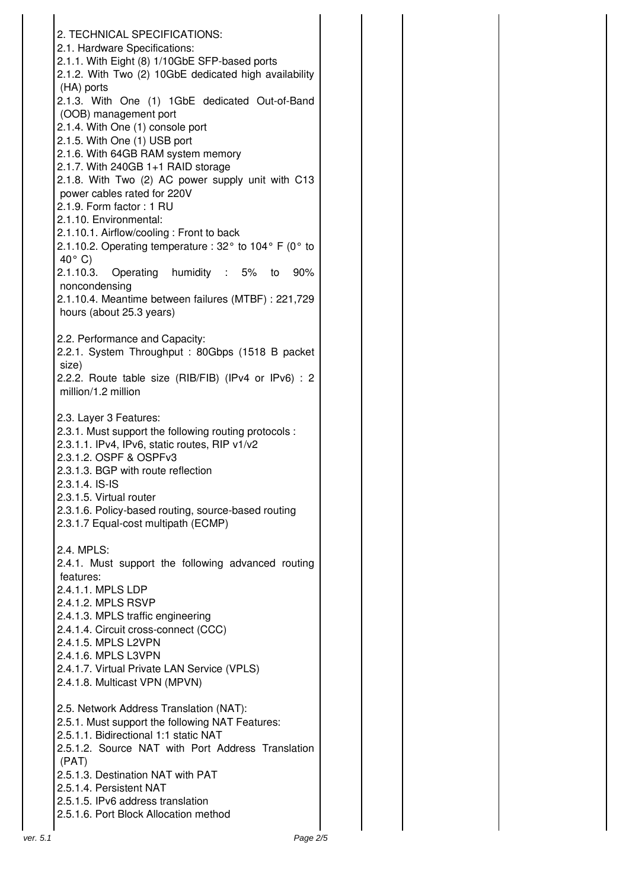2. TECHNICAL SPECIFICATIONS:

2.1. Hardware Specifications:

2.1.1. With Eight (8) 1/10GbE SFP-based ports

2.1.2. With Two (2) 10GbE dedicated high availability (HA) ports

2.1.3. With One (1) 1GbE dedicated Out-of-Band (OOB) management port

2.1.4. With One (1) console port

2.1.5. With One (1) USB port

2.1.6. With 64GB RAM system memory

2.1.7. With 240GB 1+1 RAID storage

2.1.8. With Two (2) AC power supply unit with C13 power cables rated for 220V

2.1.9. Form factor : 1 RU

2.1.10. Environmental:

2.1.10.1. Airflow/cooling : Front to back

2.1.10.2. Operating temperature : 32° to 104° F (0° to 40° C)

2.1.10.3. Operating humidity : 5% to 90% noncondensing

2.1.10.4. Meantime between failures (MTBF) : 221,729 hours (about 25.3 years)

2.2. Performance and Capacity:

2.2.1. System Throughput : 80Gbps (1518 B packet size)

2.2.2. Route table size (RIB/FIB) (IPv4 or IPv6) : 2 million/1.2 million

2.3. Layer 3 Features:

2.3.1. Must support the following routing protocols :

2.3.1.1. IPv4, IPv6, static routes, RIP v1/v2

2.3.1.2. OSPF & OSPFv3

2.3.1.3. BGP with route reflection

2.3.1.4. IS-IS

2.3.1.5. Virtual router

2.3.1.6. Policy-based routing, source-based routing

2.3.1.7 Equal-cost multipath (ECMP)

2.4. MPLS:

2.4.1. Must support the following advanced routing features:

2.4.1.1. MPLS LDP

2.4.1.2. MPLS RSVP

2.4.1.3. MPLS traffic engineering

2.4.1.4. Circuit cross-connect (CCC)

2.4.1.5. MPLS L2VPN

2.4.1.6. MPLS L3VPN

2.4.1.7. Virtual Private LAN Service (VPLS)

2.4.1.8. Multicast VPN (MPVN)

2.5. Network Address Translation (NAT):

2.5.1. Must support the following NAT Features:

2.5.1.1. Bidirectional 1:1 static NAT

2.5.1.2. Source NAT with Port Address Translation (PAT)

2.5.1.3. Destination NAT with PAT

2.5.1.4. Persistent NAT

2.5.1.5. IPv6 address translation

2.5.1.6. Port Block Allocation method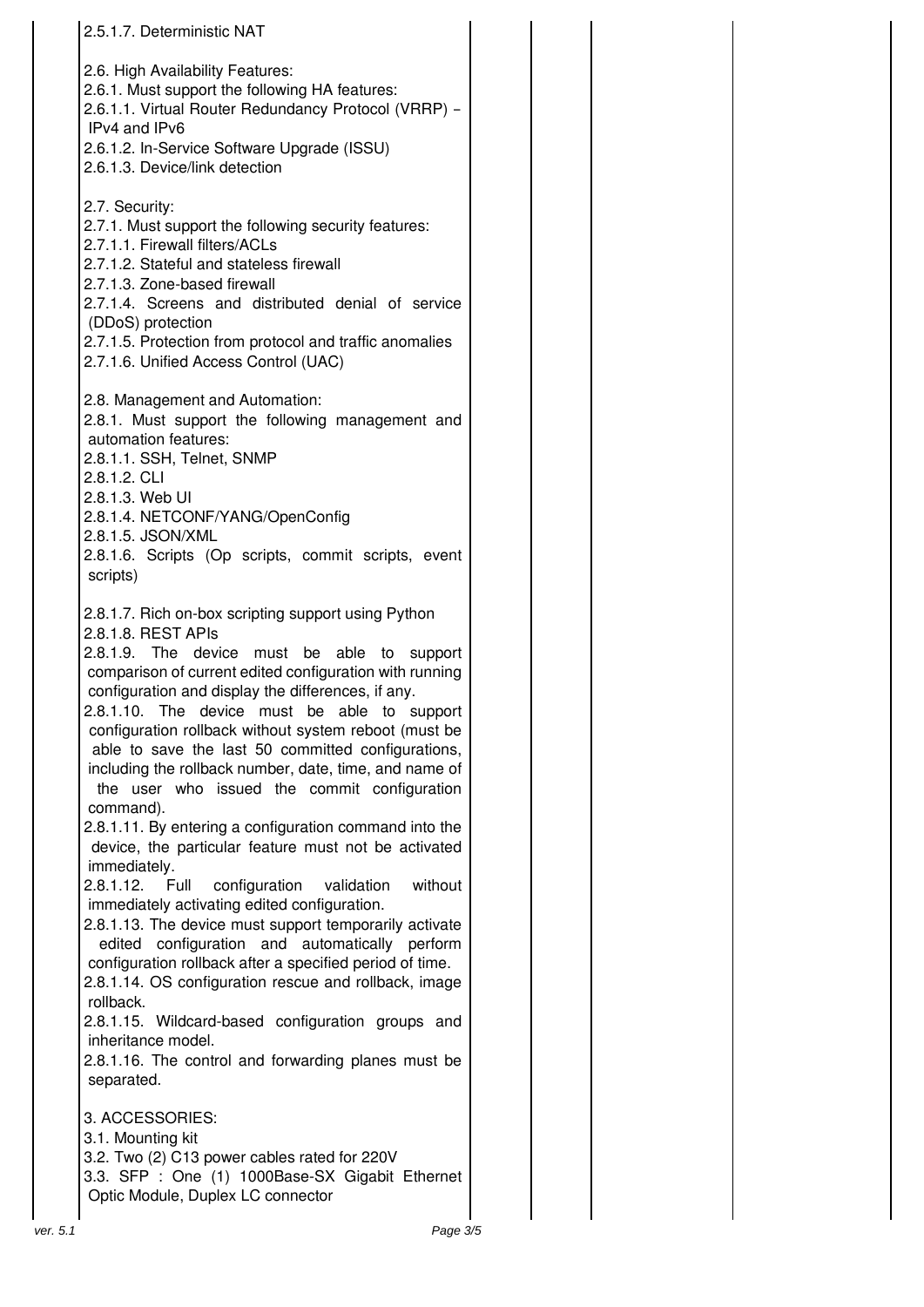| | | | | |
|---|---|---|---|---|
| 2.5.1.7. Deterministic NAT<br><br>2.6. High Availability Features:<br>2.6.1. Must support the following HA features:<br>2.6.1.1. Virtual Router Redundancy Protocol (VRRP) – IPv4 and IPv6<br>2.6.1.2. In-Service Software Upgrade (ISSU)<br>2.6.1.3. Device/link detection<br><br>2.7. Security:<br>2.7.1. Must support the following security features:<br>2.7.1.1. Firewall filters/ACLs<br>2.7.1.2. Stateful and stateless firewall<br>2.7.1.3. Zone-based firewall<br>2.7.1.4. Screens and distributed denial of service (DDoS) protection<br>2.7.1.5. Protection from protocol and traffic anomalies<br>2.7.1.6. Unified Access Control (UAC)<br><br>2.8. Management and Automation:<br>2.8.1. Must support the following management and automation features:<br>2.8.1.1. SSH, Telnet, SNMP<br>2.8.1.2. CLI<br>2.8.1.3. Web UI<br>2.8.1.4. NETCONF/YANG/OpenConfig<br>2.8.1.5. JSON/XML<br>2.8.1.6. Scripts (Op scripts, commit scripts, event scripts)<br><br>2.8.1.7. Rich on-box scripting support using Python<br>2.8.1.8. REST APIs<br>2.8.1.9. The device must be able to support comparison of current edited configuration with running configuration and display the differences, if any.<br>2.8.1.10. The device must be able to support configuration rollback without system reboot (must be able to save the last 50 committed configurations, including the rollback number, date, time, and name of the user who issued the commit configuration command).<br>2.8.1.11. By entering a configuration command into the device, the particular feature must not be activated immediately.<br>2.8.1.12. Full configuration validation without immediately activating edited configuration.<br>2.8.1.13. The device must support temporarily activate edited configuration and automatically perform configuration rollback after a specified period of time.<br>2.8.1.14. OS configuration rescue and rollback, image rollback.<br>2.8.1.15. Wildcard-based configuration groups and inheritance model.<br>2.8.1.16. The control and forwarding planes must be separated.<br><br>3. ACCESSORIES:<br>3.1. Mounting kit<br>3.2. Two (2) C13 power cables rated for 220V<br>3.3. SFP : One (1) 1000Base-SX Gigabit Ethernet Optic Module, Duplex LC connector | | | | |

ver. 5.1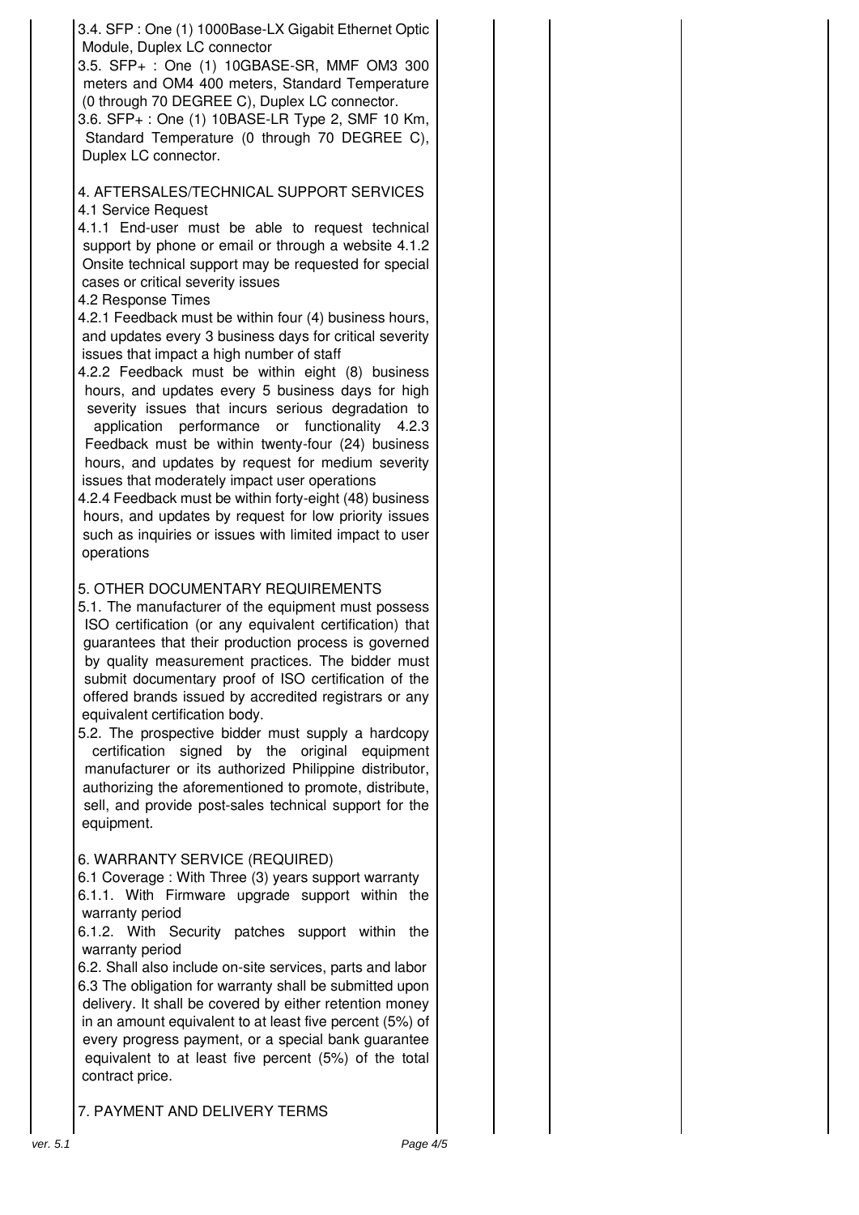| | | | | |
|---|---|---|---|---|
| | 3.4. SFP : One (1) 1000Base-LX Gigabit Ethernet Optic Module, Duplex LC connector<br>3.5. SFP+ : One (1) 10GBASE-SR, MMF OM3 300 meters and OM4 400 meters, Standard Temperature (0 through 70 DEGREE C), Duplex LC connector.<br>3.6. SFP+ : One (1) 10BASE-LR Type 2, SMF 10 Km, Standard Temperature (0 through 70 DEGREE C), Duplex LC connector.<br><br>4. AFTERSALES/TECHNICAL SUPPORT SERVICES<br>4.1 Service Request<br>4.1.1 End-user must be able to request technical support by phone or email or through a website 4.1.2 Onsite technical support may be requested for special cases or critical severity issues<br>4.2 Response Times<br>4.2.1 Feedback must be within four (4) business hours, and updates every 3 business days for critical severity issues that impact a high number of staff<br>4.2.2 Feedback must be within eight (8) business hours, and updates every 5 business days for high severity issues that incurs serious degradation to application performance or functionality 4.2.3 Feedback must be within twenty-four (24) business hours, and updates by request for medium severity issues that moderately impact user operations<br>4.2.4 Feedback must be within forty-eight (48) business hours, and updates by request for low priority issues such as inquiries or issues with limited impact to user operations<br><br>5. OTHER DOCUMENTARY REQUIREMENTS<br>5.1. The manufacturer of the equipment must possess ISO certification (or any equivalent certification) that guarantees that their production process is governed by quality measurement practices. The bidder must submit documentary proof of ISO certification of the offered brands issued by accredited registrars or any equivalent certification body.<br>5.2. The prospective bidder must supply a hardcopy certification signed by the original equipment manufacturer or its authorized Philippine distributor, authorizing the aforementioned to promote, distribute, sell, and provide post-sales technical support for the equipment.<br><br>6. WARRANTY SERVICE (REQUIRED)<br>6.1 Coverage : With Three (3) years support warranty<br>6.1.1. With Firmware upgrade support within the warranty period<br>6.1.2. With Security patches support within the warranty period<br>6.2. Shall also include on-site services, parts and labor<br>6.3 The obligation for warranty shall be submitted upon delivery. It shall be covered by either retention money in an amount equivalent to at least five percent (5%) of every progress payment, or a special bank guarantee equivalent to at least five percent (5%) of the total contract price.<br><br>7. PAYMENT AND DELIVERY TERMS | | | |

ver. 5.1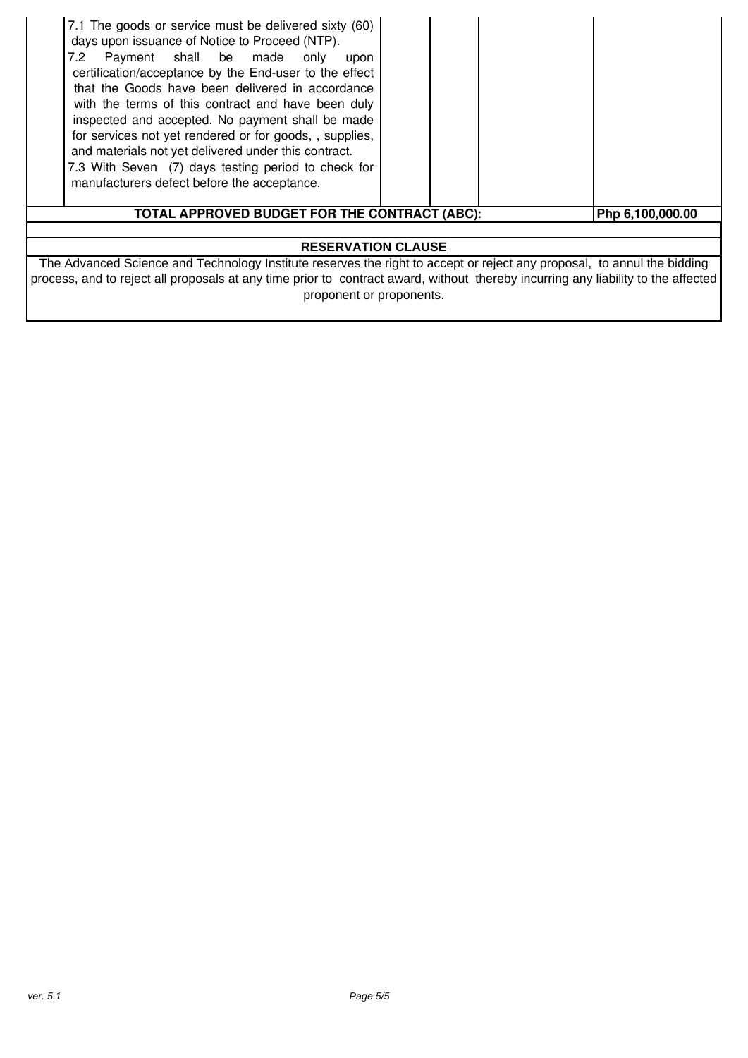| | | | | | |
|---|---|---|---|---|---|
| | 7.1 The goods or service must be delivered sixty (60) days upon issuance of Notice to Proceed (NTP).<br>7.2 Payment shall be made only upon certification/acceptance by the End-user to the effect that the Goods have been delivered in accordance with the terms of this contract and have been duly inspected and accepted. No payment shall be made for services not yet rendered or for goods, , supplies, and materials not yet delivered under this contract.<br>7.3 With Seven (7) days testing period to check for manufacturers defect before the acceptance. | | | | |
| **TOTAL APPROVED BUDGET FOR THE CONTRACT (ABC):** | | | | | **Php 6,100,000.00** |

**RESERVATION CLAUSE**

The Advanced Science and Technology Institute reserves the right to accept or reject any proposal, to annul the bidding process, and to reject all proposals at any time prior to contract award, without thereby incurring any liability to the affected proponent or proponents.

*ver. 5.1*